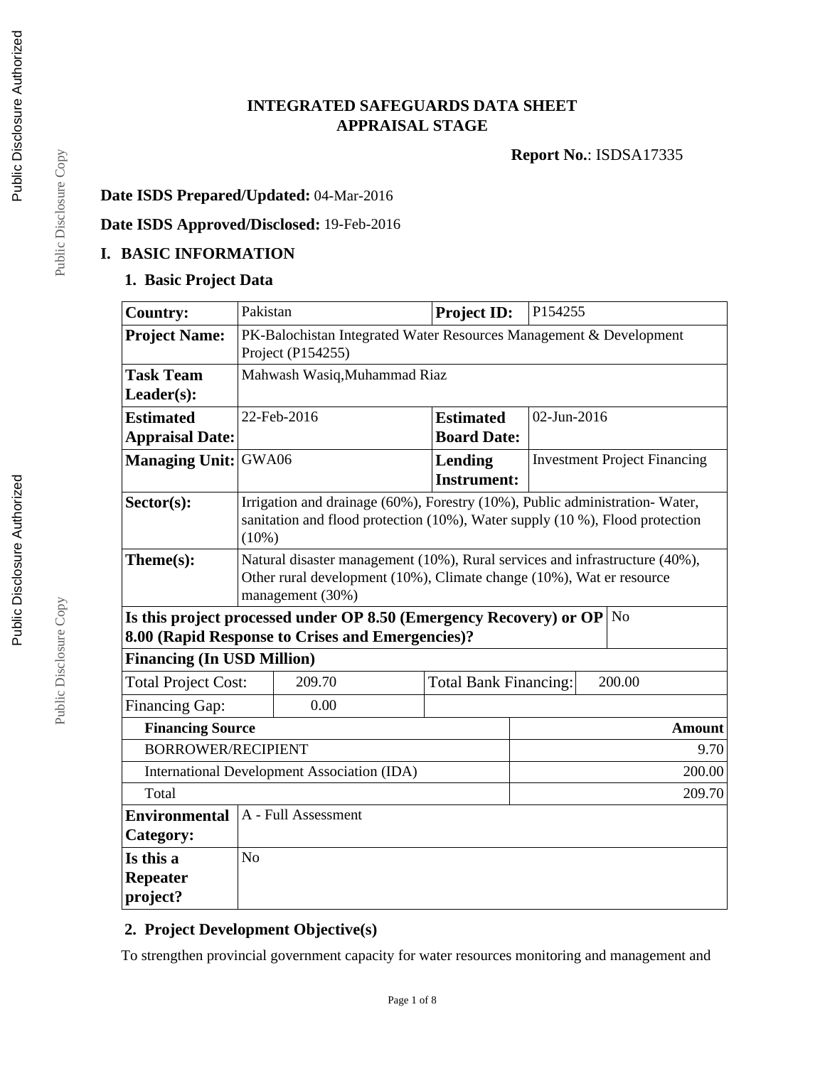# INTEGRATED SAFEGUARDS DATA SHEET
# APPRAISAL STAGE

**Report No.**: ISDSA17335

**Date ISDS Prepared/Updated:** 04-Mar-2016

**Date ISDS Approved/Disclosed:** 19-Feb-2016

## I. BASIC INFORMATION

### 1. Basic Project Data

| | | | |
|---|---|---|---|
| **Country:** | Pakistan | **Project ID:** | P154255 |
| **Project Name:** | PK-Balochistan Integrated Water Resources Management & Development Project (P154255) | | |
| **Task Team Leader(s):** | Mahwash Wasiq,Muhammad Riaz | | |
| **Estimated Appraisal Date:** | 22-Feb-2016 | **Estimated Board Date:** | 02-Jun-2016 |
| **Managing Unit:** | GWA06 | **Lending Instrument:** | Investment Project Financing |
| **Sector(s):** | Irrigation and drainage (60%), Forestry (10%), Public administration- Water, sanitation and flood protection (10%), Water supply (10 %), Flood protection (10%) | | |
| **Theme(s):** | Natural disaster management (10%), Rural services and infrastructure (40%), Other rural development (10%), Climate change (10%), Wat er resource management (30%) | | |
| **Is this project processed under OP 8.50 (Emergency Recovery) or OP 8.00 (Rapid Response to Crises and Emergencies)?** | | | No |
| **Financing (In USD Million)** | | | |
| Total Project Cost: | 209.70 | Total Bank Financing: | 200.00 |
| Financing Gap: | 0.00 | | |

| **Financing Source** | **Amount** |
|---|---|
| BORROWER/RECIPIENT | 9.70 |
| International Development Association (IDA) | 200.00 |
| Total | 209.70 |

| | |
|---|---|
| **Environmental Category:** | A - Full Assessment |
| **Is this a Repeater project?** | No |

### 2. Project Development Objective(s)

To strengthen provincial government capacity for water resources monitoring and management and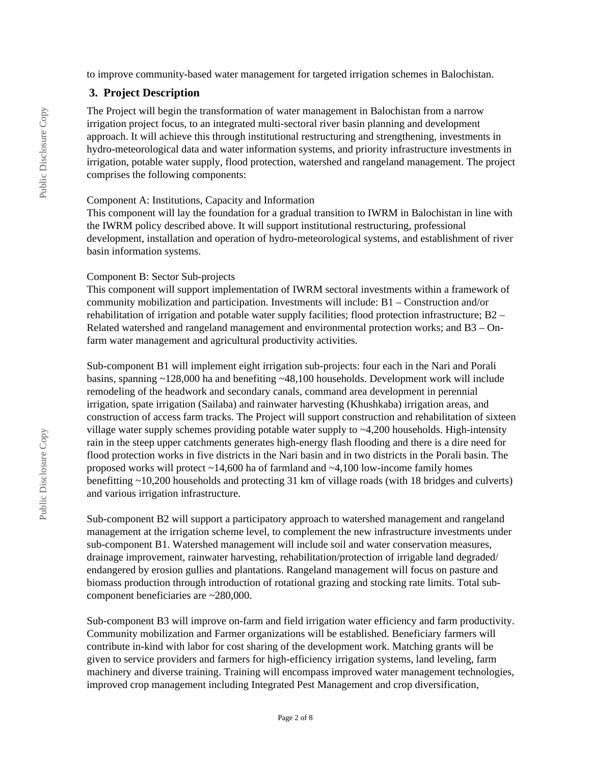to improve community-based water management for targeted irrigation schemes in Balochistan.

## 3. Project Description

The Project will begin the transformation of water management in Balochistan from a narrow irrigation project focus, to an integrated multi-sectoral river basin planning and development approach. It will achieve this through institutional restructuring and strengthening, investments in hydro-meteorological data and water information systems, and priority infrastructure investments in irrigation, potable water supply, flood protection, watershed and rangeland management. The project comprises the following components:

Component A: Institutions, Capacity and Information
This component will lay the foundation for a gradual transition to IWRM in Balochistan in line with the IWRM policy described above. It will support institutional restructuring, professional development, installation and operation of hydro-meteorological systems, and establishment of river basin information systems.

Component B: Sector Sub-projects
This component will support implementation of IWRM sectoral investments within a framework of community mobilization and participation. Investments will include: B1 – Construction and/or rehabilitation of irrigation and potable water supply facilities; flood protection infrastructure; B2 – Related watershed and rangeland management and environmental protection works; and B3 – On-farm water management and agricultural productivity activities.

Sub-component B1 will implement eight irrigation sub-projects: four each in the Nari and Porali basins, spanning ~128,000 ha and benefiting ~48,100 households. Development work will include remodeling of the headwork and secondary canals, command area development in perennial irrigation, spate irrigation (Sailaba) and rainwater harvesting (Khushkaba) irrigation areas, and construction of access farm tracks. The Project will support construction and rehabilitation of sixteen village water supply schemes providing potable water supply to ~4,200 households. High-intensity rain in the steep upper catchments generates high-energy flash flooding and there is a dire need for flood protection works in five districts in the Nari basin and in two districts in the Porali basin. The proposed works will protect ~14,600 ha of farmland and ~4,100 low-income family homes benefitting ~10,200 households and protecting 31 km of village roads (with 18 bridges and culverts) and various irrigation infrastructure.

Sub-component B2 will support a participatory approach to watershed management and rangeland management at the irrigation scheme level, to complement the new infrastructure investments under sub-component B1. Watershed management will include soil and water conservation measures, drainage improvement, rainwater harvesting, rehabilitation/protection of irrigable land degraded/ endangered by erosion gullies and plantations. Rangeland management will focus on pasture and biomass production through introduction of rotational grazing and stocking rate limits. Total sub-component beneficiaries are ~280,000.

Sub-component B3 will improve on-farm and field irrigation water efficiency and farm productivity. Community mobilization and Farmer organizations will be established. Beneficiary farmers will contribute in-kind with labor for cost sharing of the development work. Matching grants will be given to service providers and farmers for high-efficiency irrigation systems, land leveling, farm machinery and diverse training. Training will encompass improved water management technologies, improved crop management including Integrated Pest Management and crop diversification,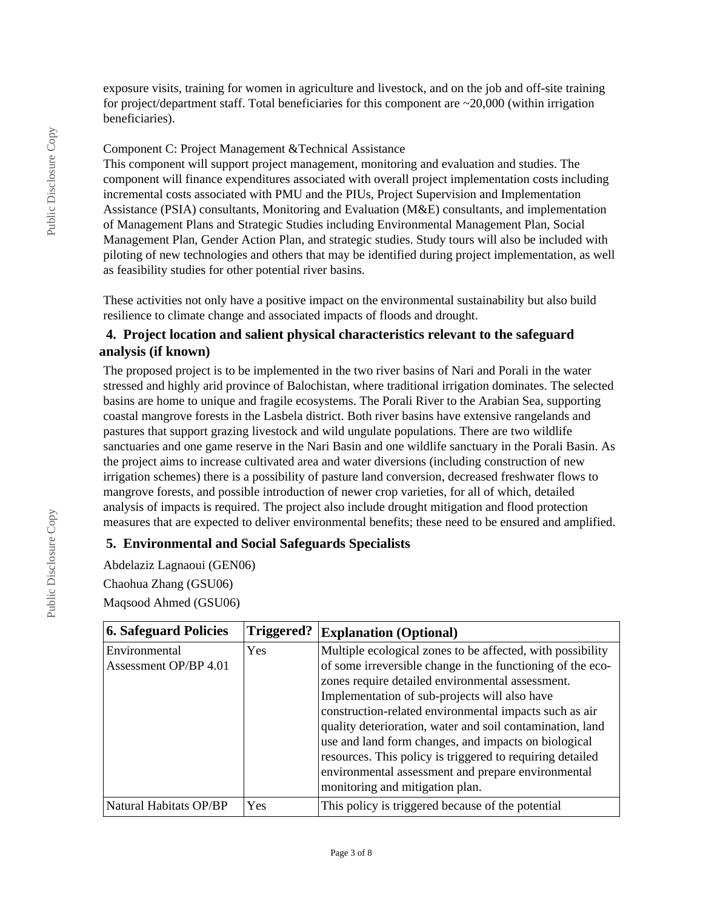exposure visits, training for women in agriculture and livestock, and on the job and off-site training for project/department staff. Total beneficiaries for this component are ~20,000 (within irrigation beneficiaries).

Component C: Project Management &Technical Assistance

This component will support project management, monitoring and evaluation and studies. The component will finance expenditures associated with overall project implementation costs including incremental costs associated with PMU and the PIUs, Project Supervision and Implementation Assistance (PSIA) consultants, Monitoring and Evaluation (M&E) consultants, and implementation of Management Plans and Strategic Studies including Environmental Management Plan, Social Management Plan, Gender Action Plan, and strategic studies. Study tours will also be included with piloting of new technologies and others that may be identified during project implementation, as well as feasibility studies for other potential river basins.

These activities not only have a positive impact on the environmental sustainability but also build resilience to climate change and associated impacts of floods and drought.

## 4. Project location and salient physical characteristics relevant to the safeguard analysis (if known)

The proposed project is to be implemented in the two river basins of Nari and Porali in the water stressed and highly arid province of Balochistan, where traditional irrigation dominates. The selected basins are home to unique and fragile ecosystems. The Porali River to the Arabian Sea, supporting coastal mangrove forests in the Lasbela district. Both river basins have extensive rangelands and pastures that support grazing livestock and wild ungulate populations. There are two wildlife sanctuaries and one game reserve in the Nari Basin and one wildlife sanctuary in the Porali Basin. As the project aims to increase cultivated area and water diversions (including construction of new irrigation schemes) there is a possibility of pasture land conversion, decreased freshwater flows to mangrove forests, and possible introduction of newer crop varieties, for all of which, detailed analysis of impacts is required. The project also include drought mitigation and flood protection measures that are expected to deliver environmental benefits; these need to be ensured and amplified.

## 5. Environmental and Social Safeguards Specialists

Abdelaziz Lagnaoui (GEN06)

Chaohua Zhang (GSU06)

Maqsood Ahmed (GSU06)

| 6. Safeguard Policies | Triggered? | Explanation (Optional) |
|---|---|---|
| Environmental Assessment OP/BP 4.01 | Yes | Multiple ecological zones to be affected, with possibility of some irreversible change in the functioning of the eco-zones require detailed environmental assessment. Implementation of sub-projects will also have construction-related environmental impacts such as air quality deterioration, water and soil contamination, land use and land form changes, and impacts on biological resources. This policy is triggered to requiring detailed environmental assessment and prepare environmental monitoring and mitigation plan. |
| Natural Habitats OP/BP | Yes | This policy is triggered because of the potential |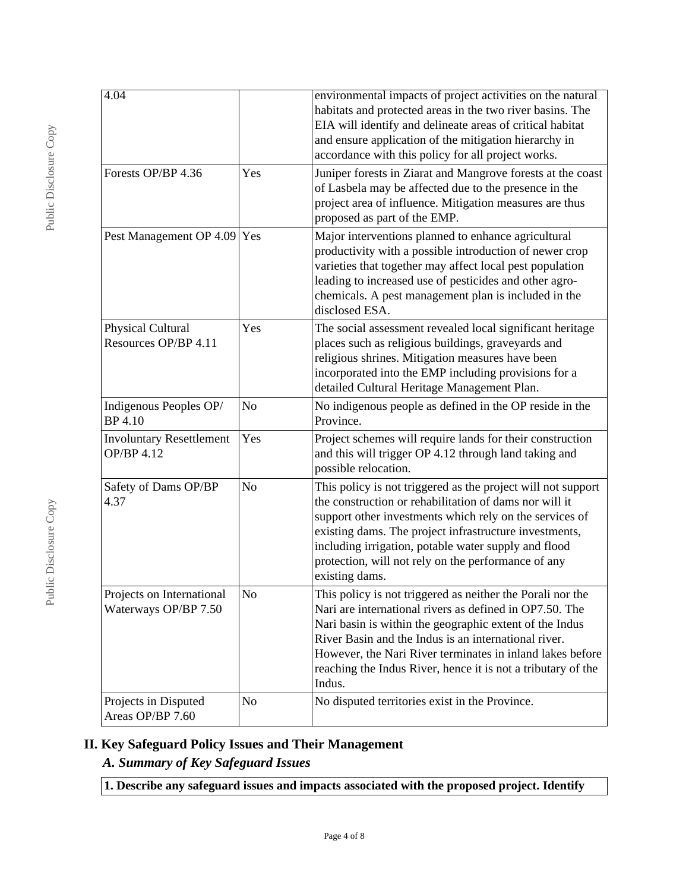| | | |
|---|---|---|
| 4.04 | | environmental impacts of project activities on the natural habitats and protected areas in the two river basins. The EIA will identify and delineate areas of critical habitat and ensure application of the mitigation hierarchy in accordance with this policy for all project works. |
| Forests OP/BP 4.36 | Yes | Juniper forests in Ziarat and Mangrove forests at the coast of Lasbela may be affected due to the presence in the project area of influence. Mitigation measures are thus proposed as part of the EMP. |
| Pest Management OP 4.09 | Yes | Major interventions planned to enhance agricultural productivity with a possible introduction of newer crop varieties that together may affect local pest population leading to increased use of pesticides and other agro-chemicals. A pest management plan is included in the disclosed ESA. |
| Physical Cultural Resources OP/BP 4.11 | Yes | The social assessment revealed local significant heritage places such as religious buildings, graveyards and religious shrines. Mitigation measures have been incorporated into the EMP including provisions for a detailed Cultural Heritage Management Plan. |
| Indigenous Peoples OP/ BP 4.10 | No | No indigenous people as defined in the OP reside in the Province. |
| Involuntary Resettlement OP/BP 4.12 | Yes | Project schemes will require lands for their construction and this will trigger OP 4.12 through land taking and possible relocation. |
| Safety of Dams OP/BP 4.37 | No | This policy is not triggered as the project will not support the construction or rehabilitation of dams nor will it support other investments which rely on the services of existing dams. The project infrastructure investments, including irrigation, potable water supply and flood protection, will not rely on the performance of any existing dams. |
| Projects on International Waterways OP/BP 7.50 | No | This policy is not triggered as neither the Porali nor the Nari are international rivers as defined in OP7.50. The Nari basin is within the geographic extent of the Indus River Basin and the Indus is an international river. However, the Nari River terminates in inland lakes before reaching the Indus River, hence it is not a tributary of the Indus. |
| Projects in Disputed Areas OP/BP 7.60 | No | No disputed territories exist in the Province. |

## II. Key Safeguard Policy Issues and Their Management

### *A. Summary of Key Safeguard Issues*

**1. Describe any safeguard issues and impacts associated with the proposed project. Identify**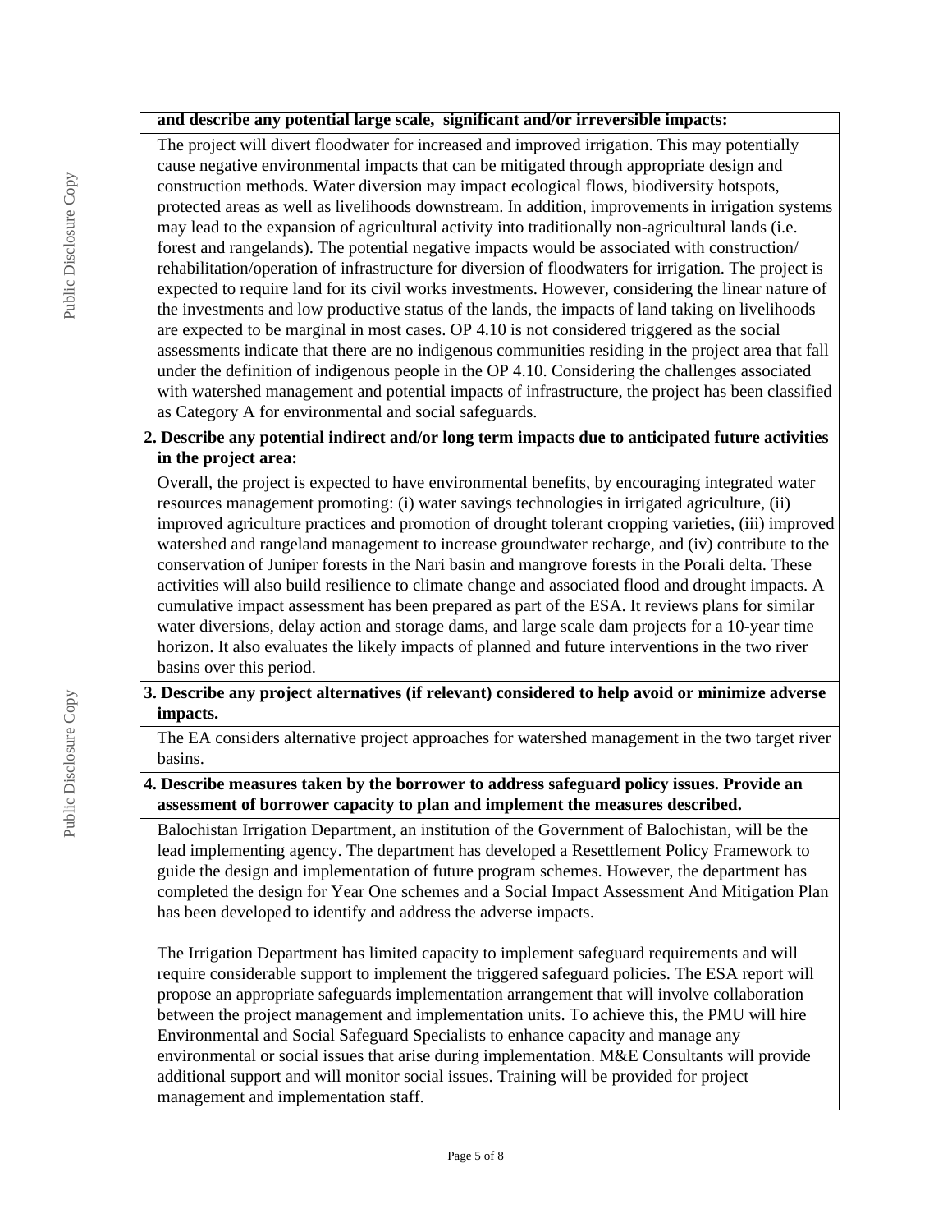**and describe any potential large scale, significant and/or irreversible impacts:**

The project will divert floodwater for increased and improved irrigation. This may potentially cause negative environmental impacts that can be mitigated through appropriate design and construction methods. Water diversion may impact ecological flows, biodiversity hotspots, protected areas as well as livelihoods downstream. In addition, improvements in irrigation systems may lead to the expansion of agricultural activity into traditionally non-agricultural lands (i.e. forest and rangelands). The potential negative impacts would be associated with construction/ rehabilitation/operation of infrastructure for diversion of floodwaters for irrigation. The project is expected to require land for its civil works investments. However, considering the linear nature of the investments and low productive status of the lands, the impacts of land taking on livelihoods are expected to be marginal in most cases. OP 4.10 is not considered triggered as the social assessments indicate that there are no indigenous communities residing in the project area that fall under the definition of indigenous people in the OP 4.10. Considering the challenges associated with watershed management and potential impacts of infrastructure, the project has been classified as Category A for environmental and social safeguards.

**2. Describe any potential indirect and/or long term impacts due to anticipated future activities in the project area:**

Overall, the project is expected to have environmental benefits, by encouraging integrated water resources management promoting: (i) water savings technologies in irrigated agriculture, (ii) improved agriculture practices and promotion of drought tolerant cropping varieties, (iii) improved watershed and rangeland management to increase groundwater recharge, and (iv) contribute to the conservation of Juniper forests in the Nari basin and mangrove forests in the Porali delta. These activities will also build resilience to climate change and associated flood and drought impacts. A cumulative impact assessment has been prepared as part of the ESA. It reviews plans for similar water diversions, delay action and storage dams, and large scale dam projects for a 10-year time horizon. It also evaluates the likely impacts of planned and future interventions in the two river basins over this period.

**3. Describe any project alternatives (if relevant) considered to help avoid or minimize adverse impacts.**

The EA considers alternative project approaches for watershed management in the two target river basins.

**4. Describe measures taken by the borrower to address safeguard policy issues. Provide an assessment of borrower capacity to plan and implement the measures described.**

Balochistan Irrigation Department, an institution of the Government of Balochistan, will be the lead implementing agency. The department has developed a Resettlement Policy Framework to guide the design and implementation of future program schemes. However, the department has completed the design for Year One schemes and a Social Impact Assessment And Mitigation Plan has been developed to identify and address the adverse impacts.

The Irrigation Department has limited capacity to implement safeguard requirements and will require considerable support to implement the triggered safeguard policies. The ESA report will propose an appropriate safeguards implementation arrangement that will involve collaboration between the project management and implementation units. To achieve this, the PMU will hire Environmental and Social Safeguard Specialists to enhance capacity and manage any environmental or social issues that arise during implementation. M&E Consultants will provide additional support and will monitor social issues. Training will be provided for project management and implementation staff.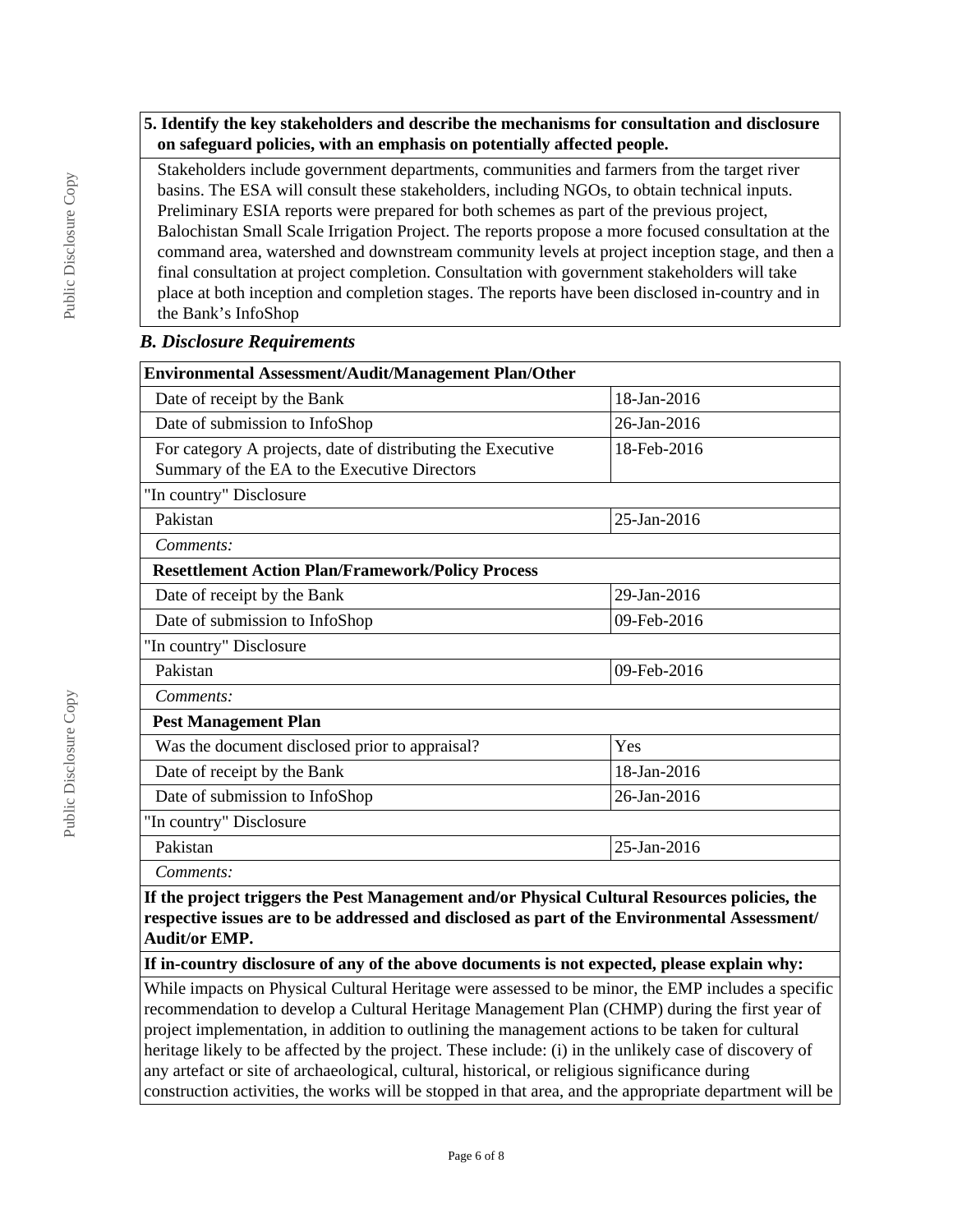**5. Identify the key stakeholders and describe the mechanisms for consultation and disclosure on safeguard policies, with an emphasis on potentially affected people.**

Stakeholders include government departments, communities and farmers from the target river basins. The ESA will consult these stakeholders, including NGOs, to obtain technical inputs. Preliminary ESIA reports were prepared for both schemes as part of the previous project, Balochistan Small Scale Irrigation Project. The reports propose a more focused consultation at the command area, watershed and downstream community levels at project inception stage, and then a final consultation at project completion. Consultation with government stakeholders will take place at both inception and completion stages. The reports have been disclosed in-country and in the Bank's InfoShop

### *B. Disclosure Requirements*

| **Environmental Assessment/Audit/Management Plan/Other** | |
|---|---|
| Date of receipt by the Bank | 18-Jan-2016 |
| Date of submission to InfoShop | 26-Jan-2016 |
| For category A projects, date of distributing the Executive Summary of the EA to the Executive Directors | 18-Feb-2016 |
| "In country" Disclosure | |
| Pakistan | 25-Jan-2016 |
| *Comments:* | |
| **Resettlement Action Plan/Framework/Policy Process** | |
| Date of receipt by the Bank | 29-Jan-2016 |
| Date of submission to InfoShop | 09-Feb-2016 |
| "In country" Disclosure | |
| Pakistan | 09-Feb-2016 |
| *Comments:* | |
| **Pest Management Plan** | |
| Was the document disclosed prior to appraisal? | Yes |
| Date of receipt by the Bank | 18-Jan-2016 |
| Date of submission to InfoShop | 26-Jan-2016 |
| "In country" Disclosure | |
| Pakistan | 25-Jan-2016 |
| *Comments:* | |

**If the project triggers the Pest Management and/or Physical Cultural Resources policies, the respective issues are to be addressed and disclosed as part of the Environmental Assessment/ Audit/or EMP.**

**If in-country disclosure of any of the above documents is not expected, please explain why:**

While impacts on Physical Cultural Heritage were assessed to be minor, the EMP includes a specific recommendation to develop a Cultural Heritage Management Plan (CHMP) during the first year of project implementation, in addition to outlining the management actions to be taken for cultural heritage likely to be affected by the project. These include: (i) in the unlikely case of discovery of any artefact or site of archaeological, cultural, historical, or religious significance during construction activities, the works will be stopped in that area, and the appropriate department will be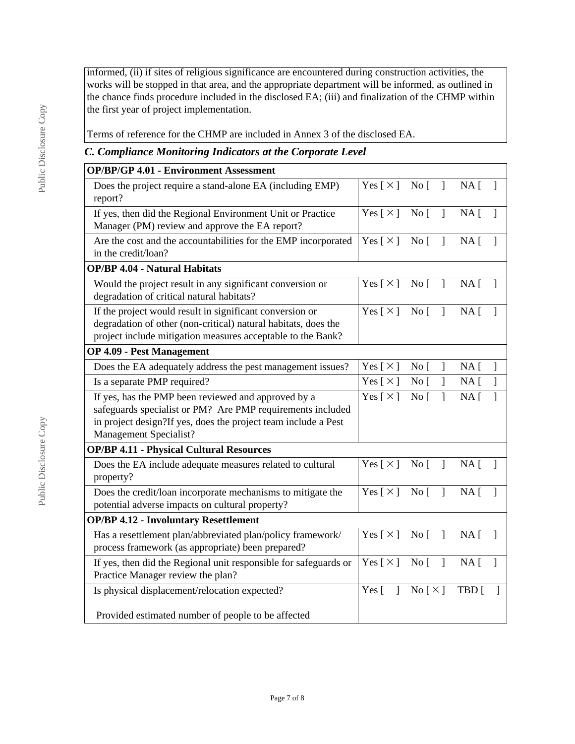informed, (ii) if sites of religious significance are encountered during construction activities, the works will be stopped in that area, and the appropriate department will be informed, as outlined in the chance finds procedure included in the disclosed EA; (iii) and finalization of the CHMP within the first year of project implementation.

Terms of reference for the CHMP are included in Annex 3 of the disclosed EA.

### *C. Compliance Monitoring Indicators at the Corporate Level*

| **OP/BP/GP 4.01 - Environment Assessment** | |
|---|---|
| Does the project require a stand-alone EA (including EMP) report? | Yes [ × ] No [ ] NA [ ] |
| If yes, then did the Regional Environment Unit or Practice Manager (PM) review and approve the EA report? | Yes [ × ] No [ ] NA [ ] |
| Are the cost and the accountabilities for the EMP incorporated in the credit/loan? | Yes [ × ] No [ ] NA [ ] |
| **OP/BP 4.04 - Natural Habitats** | |
| Would the project result in any significant conversion or degradation of critical natural habitats? | Yes [ × ] No [ ] NA [ ] |
| If the project would result in significant conversion or degradation of other (non-critical) natural habitats, does the project include mitigation measures acceptable to the Bank? | Yes [ × ] No [ ] NA [ ] |
| **OP 4.09 - Pest Management** | |
| Does the EA adequately address the pest management issues? | Yes [ × ] No [ ] NA [ ] |
| Is a separate PMP required? | Yes [ × ] No [ ] NA [ ] |
| If yes, has the PMP been reviewed and approved by a safeguards specialist or PM? Are PMP requirements included in project design?If yes, does the project team include a Pest Management Specialist? | Yes [ × ] No [ ] NA [ ] |
| **OP/BP 4.11 - Physical Cultural Resources** | |
| Does the EA include adequate measures related to cultural property? | Yes [ × ] No [ ] NA [ ] |
| Does the credit/loan incorporate mechanisms to mitigate the potential adverse impacts on cultural property? | Yes [ × ] No [ ] NA [ ] |
| **OP/BP 4.12 - Involuntary Resettlement** | |
| Has a resettlement plan/abbreviated plan/policy framework/ process framework (as appropriate) been prepared? | Yes [ × ] No [ ] NA [ ] |
| If yes, then did the Regional unit responsible for safeguards or Practice Manager review the plan? | Yes [ × ] No [ ] NA [ ] |
| Is physical displacement/relocation expected?<br><br>Provided estimated number of people to be affected | Yes [ ] No [ × ] TBD [ ] |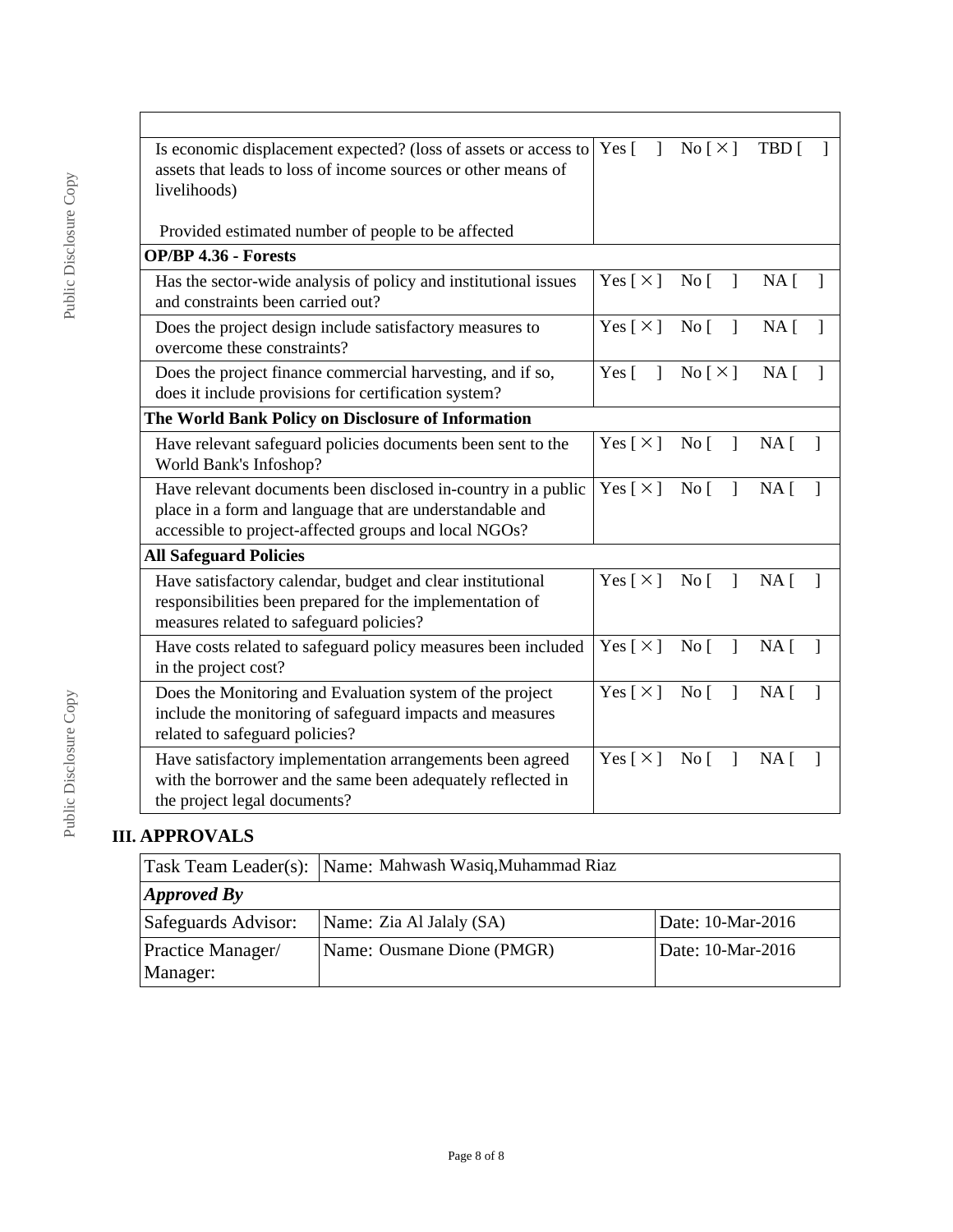| | |
|---|---|
| Is economic displacement expected? (loss of assets or access to assets that leads to loss of income sources or other means of livelihoods)<br><br>Provided estimated number of people to be affected | Yes [ ] No [ × ] TBD [ ] |
| **OP/BP 4.36 - Forests** | |
| Has the sector-wide analysis of policy and institutional issues and constraints been carried out? | Yes [ × ] No [ ] NA [ ] |
| Does the project design include satisfactory measures to overcome these constraints? | Yes [ × ] No [ ] NA [ ] |
| Does the project finance commercial harvesting, and if so, does it include provisions for certification system? | Yes [ ] No [ × ] NA [ ] |
| **The World Bank Policy on Disclosure of Information** | |
| Have relevant safeguard policies documents been sent to the World Bank's Infoshop? | Yes [ × ] No [ ] NA [ ] |
| Have relevant documents been disclosed in-country in a public place in a form and language that are understandable and accessible to project-affected groups and local NGOs? | Yes [ × ] No [ ] NA [ ] |
| **All Safeguard Policies** | |
| Have satisfactory calendar, budget and clear institutional responsibilities been prepared for the implementation of measures related to safeguard policies? | Yes [ × ] No [ ] NA [ ] |
| Have costs related to safeguard policy measures been included in the project cost? | Yes [ × ] No [ ] NA [ ] |
| Does the Monitoring and Evaluation system of the project include the monitoring of safeguard impacts and measures related to safeguard policies? | Yes [ × ] No [ ] NA [ ] |
| Have satisfactory implementation arrangements been agreed with the borrower and the same been adequately reflected in the project legal documents? | Yes [ × ] No [ ] NA [ ] |

## III. APPROVALS

| | | |
|---|---|---|
| Task Team Leader(s): | Name: Mahwash Wasiq,Muhammad Riaz | |
| ***Approved By*** | | |
| Safeguards Advisor: | Name: Zia Al Jalaly (SA) | Date: 10-Mar-2016 |
| Practice Manager/ Manager: | Name: Ousmane Dione (PMGR) | Date: 10-Mar-2016 |